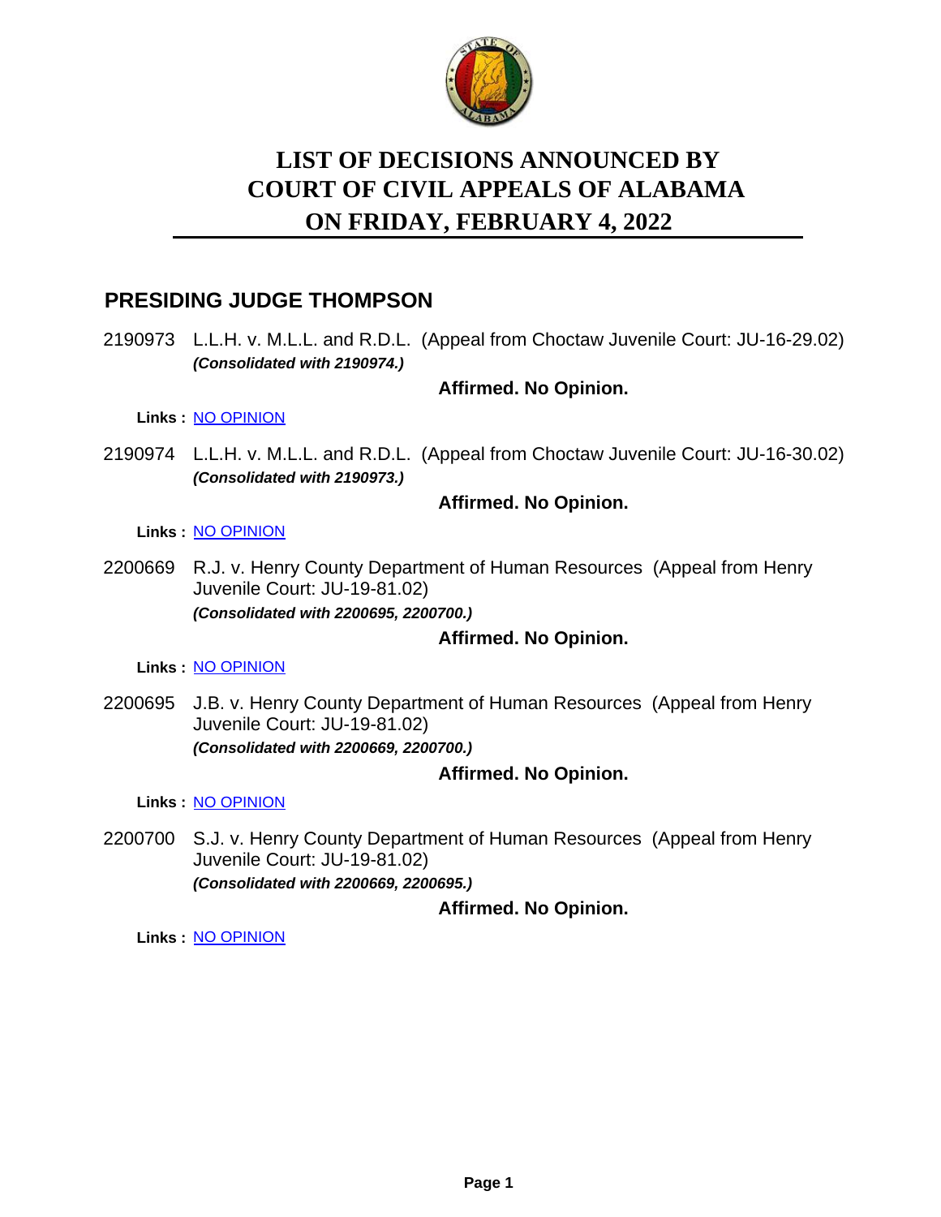# LIST OF DECISIONS ANNOUNCED BY COURT OF CIVIL APPEALS OF ALABAMA ON FRIDAY, FEBRUARY 4, 2022

## PRESIDING JUDGE THOMPSON

2190973 L.L.H. v. M.L.L. and R.D.L. (Appeal from Choctaw Juvenile Court: JU-16-29.02)
***(Consolidated with 2190974.)***

**Affirmed. No Opinion.**

**Links :** NO OPINION

2190974 L.L.H. v. M.L.L. and R.D.L. (Appeal from Choctaw Juvenile Court: JU-16-30.02)
***(Consolidated with 2190973.)***

**Affirmed. No Opinion.**

**Links :** NO OPINION

2200669 R.J. v. Henry County Department of Human Resources (Appeal from Henry Juvenile Court: JU-19-81.02)
***(Consolidated with 2200695, 2200700.)***

**Affirmed. No Opinion.**

**Links :** NO OPINION

2200695 J.B. v. Henry County Department of Human Resources (Appeal from Henry Juvenile Court: JU-19-81.02)
***(Consolidated with 2200669, 2200700.)***

**Affirmed. No Opinion.**

**Links :** NO OPINION

2200700 S.J. v. Henry County Department of Human Resources (Appeal from Henry Juvenile Court: JU-19-81.02)
***(Consolidated with 2200669, 2200695.)***

**Affirmed. No Opinion.**

**Links :** NO OPINION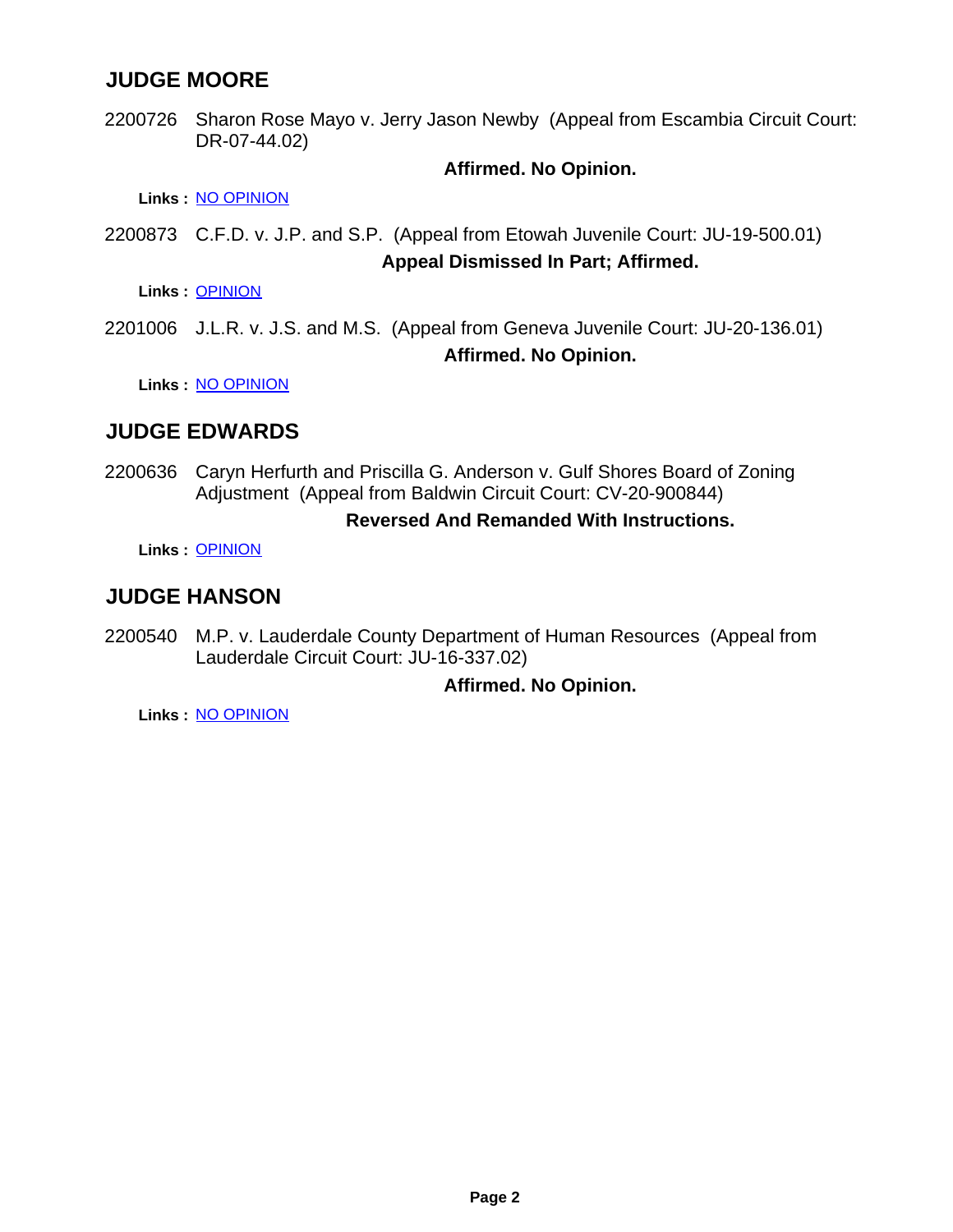## JUDGE MOORE

2200726 Sharon Rose Mayo v. Jerry Jason Newby (Appeal from Escambia Circuit Court: DR-07-44.02)

**Affirmed. No Opinion.**

**Links :** NO OPINION

2200873 C.F.D. v. J.P. and S.P. (Appeal from Etowah Juvenile Court: JU-19-500.01)

**Appeal Dismissed In Part; Affirmed.**

**Links :** OPINION

2201006 J.L.R. v. J.S. and M.S. (Appeal from Geneva Juvenile Court: JU-20-136.01)

**Affirmed. No Opinion.**

**Links :** NO OPINION

## JUDGE EDWARDS

2200636 Caryn Herfurth and Priscilla G. Anderson v. Gulf Shores Board of Zoning Adjustment (Appeal from Baldwin Circuit Court: CV-20-900844)

**Reversed And Remanded With Instructions.**

**Links :** OPINION

## JUDGE HANSON

2200540 M.P. v. Lauderdale County Department of Human Resources (Appeal from Lauderdale Circuit Court: JU-16-337.02)

**Affirmed. No Opinion.**

**Links :** NO OPINION